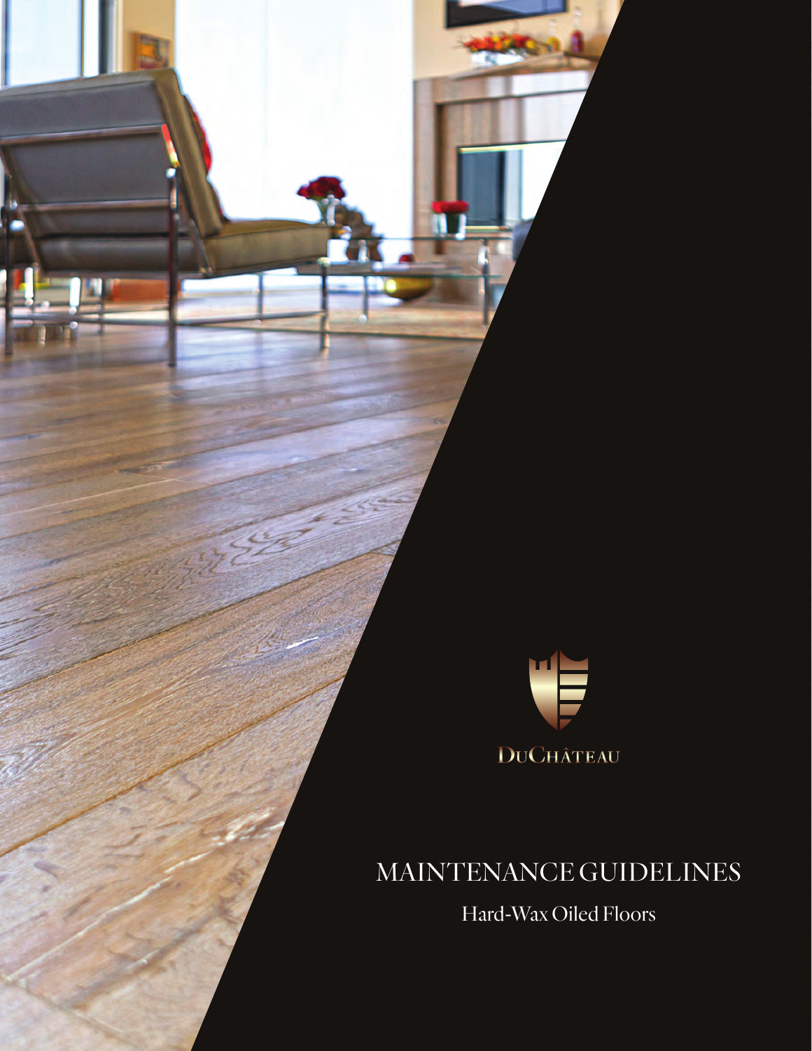DuChâteau

# MAINTENANCE GUIDELINES

## Hard-Wax Oiled Floors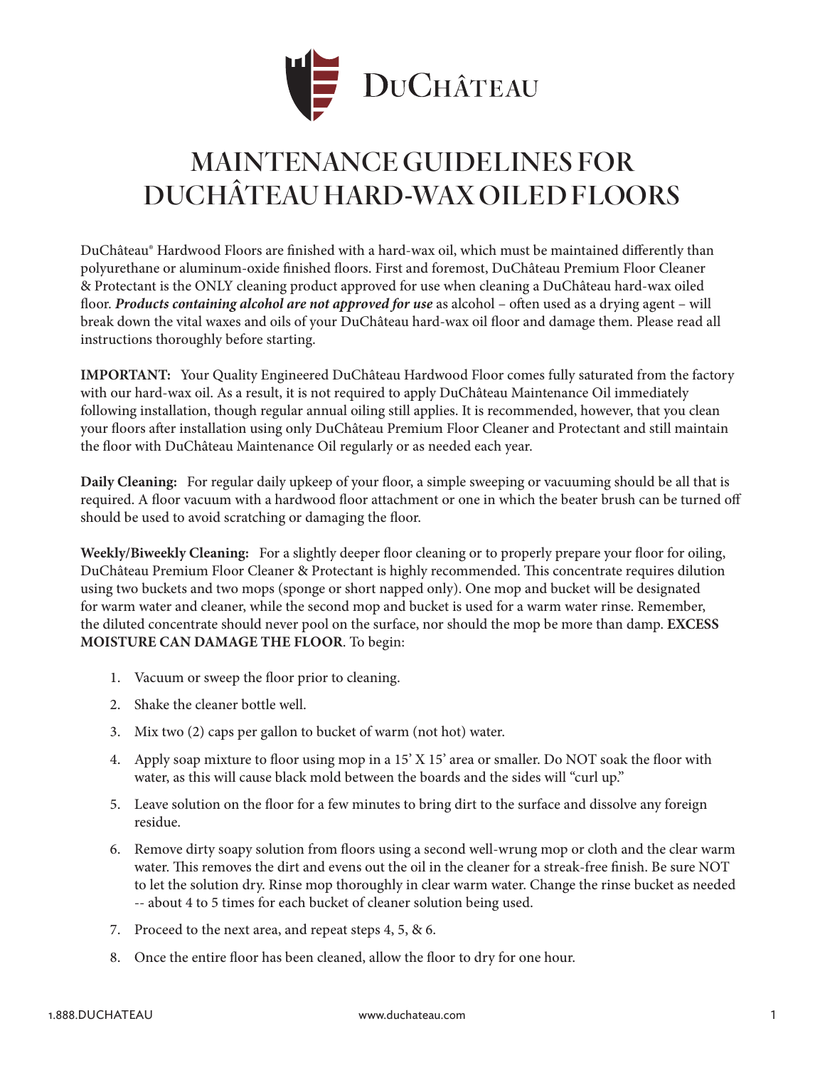# DuChâteau

# MAINTENANCE GUIDELINES FOR DUCHÂTEAU HARD-WAX OILED FLOORS

DuChâteau® Hardwood Floors are finished with a hard-wax oil, which must be maintained differently than polyurethane or aluminum-oxide finished floors. First and foremost, DuChâteau Premium Floor Cleaner & Protectant is the ONLY cleaning product approved for use when cleaning a DuChâteau hard-wax oiled floor. ***Products containing alcohol are not approved for use*** as alcohol – often used as a drying agent – will break down the vital waxes and oils of your DuChâteau hard-wax oil floor and damage them. Please read all instructions thoroughly before starting.

**IMPORTANT:** Your Quality Engineered DuChâteau Hardwood Floor comes fully saturated from the factory with our hard-wax oil. As a result, it is not required to apply DuChâteau Maintenance Oil immediately following installation, though regular annual oiling still applies. It is recommended, however, that you clean your floors after installation using only DuChâteau Premium Floor Cleaner and Protectant and still maintain the floor with DuChâteau Maintenance Oil regularly or as needed each year.

**Daily Cleaning:** For regular daily upkeep of your floor, a simple sweeping or vacuuming should be all that is required. A floor vacuum with a hardwood floor attachment or one in which the beater brush can be turned off should be used to avoid scratching or damaging the floor.

**Weekly/Biweekly Cleaning:** For a slightly deeper floor cleaning or to properly prepare your floor for oiling, DuChâteau Premium Floor Cleaner & Protectant is highly recommended. This concentrate requires dilution using two buckets and two mops (sponge or short napped only). One mop and bucket will be designated for warm water and cleaner, while the second mop and bucket is used for a warm water rinse. Remember, the diluted concentrate should never pool on the surface, nor should the mop be more than damp. **EXCESS MOISTURE CAN DAMAGE THE FLOOR**. To begin:

1. Vacuum or sweep the floor prior to cleaning.
2. Shake the cleaner bottle well.
3. Mix two (2) caps per gallon to bucket of warm (not hot) water.
4. Apply soap mixture to floor using mop in a 15' X 15' area or smaller. Do NOT soak the floor with water, as this will cause black mold between the boards and the sides will "curl up."
5. Leave solution on the floor for a few minutes to bring dirt to the surface and dissolve any foreign residue.
6. Remove dirty soapy solution from floors using a second well-wrung mop or cloth and the clear warm water. This removes the dirt and evens out the oil in the cleaner for a streak-free finish. Be sure NOT to let the solution dry. Rinse mop thoroughly in clear warm water. Change the rinse bucket as needed -- about 4 to 5 times for each bucket of cleaner solution being used.
7. Proceed to the next area, and repeat steps 4, 5, & 6.
8. Once the entire floor has been cleaned, allow the floor to dry for one hour.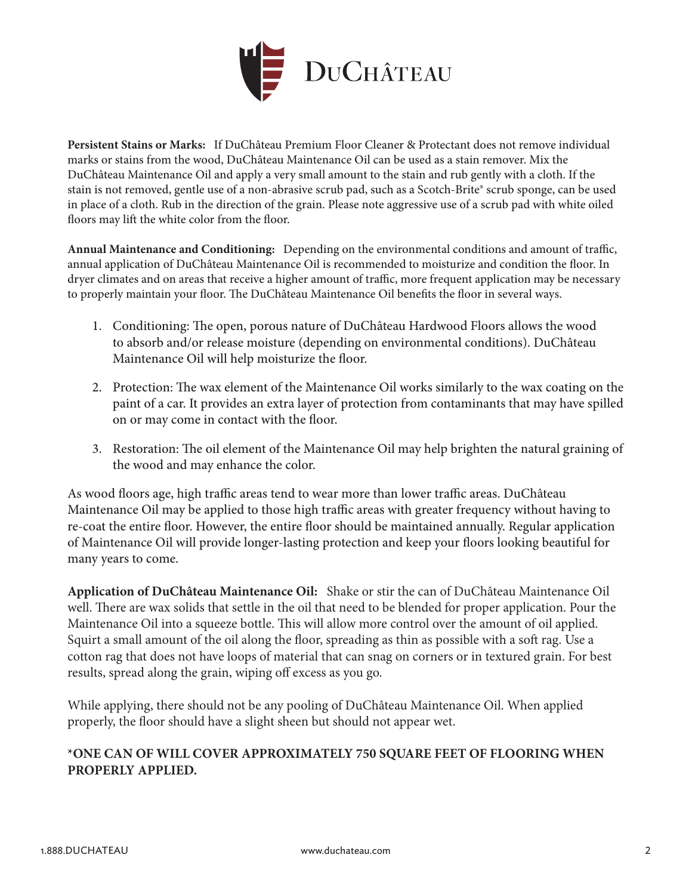**Persistent Stains or Marks:** If DuChâteau Premium Floor Cleaner & Protectant does not remove individual marks or stains from the wood, DuChâteau Maintenance Oil can be used as a stain remover. Mix the DuChâteau Maintenance Oil and apply a very small amount to the stain and rub gently with a cloth. If the stain is not removed, gentle use of a non-abrasive scrub pad, such as a Scotch-Brite® scrub sponge, can be used in place of a cloth. Rub in the direction of the grain. Please note aggressive use of a scrub pad with white oiled floors may lift the white color from the floor.

**Annual Maintenance and Conditioning:** Depending on the environmental conditions and amount of traffic, annual application of DuChâteau Maintenance Oil is recommended to moisturize and condition the floor. In dryer climates and on areas that receive a higher amount of traffic, more frequent application may be necessary to properly maintain your floor. The DuChâteau Maintenance Oil benefits the floor in several ways.

1. Conditioning: The open, porous nature of DuChâteau Hardwood Floors allows the wood to absorb and/or release moisture (depending on environmental conditions). DuChâteau Maintenance Oil will help moisturize the floor.
2. Protection: The wax element of the Maintenance Oil works similarly to the wax coating on the paint of a car. It provides an extra layer of protection from contaminants that may have spilled on or may come in contact with the floor.
3. Restoration: The oil element of the Maintenance Oil may help brighten the natural graining of the wood and may enhance the color.

As wood floors age, high traffic areas tend to wear more than lower traffic areas. DuChâteau Maintenance Oil may be applied to those high traffic areas with greater frequency without having to re-coat the entire floor. However, the entire floor should be maintained annually. Regular application of Maintenance Oil will provide longer-lasting protection and keep your floors looking beautiful for many years to come.

**Application of DuChâteau Maintenance Oil:** Shake or stir the can of DuChâteau Maintenance Oil well. There are wax solids that settle in the oil that need to be blended for proper application. Pour the Maintenance Oil into a squeeze bottle. This will allow more control over the amount of oil applied. Squirt a small amount of the oil along the floor, spreading as thin as possible with a soft rag. Use a cotton rag that does not have loops of material that can snag on corners or in textured grain. For best results, spread along the grain, wiping off excess as you go.

While applying, there should not be any pooling of DuChâteau Maintenance Oil. When applied properly, the floor should have a slight sheen but should not appear wet.

**\*ONE CAN OF WILL COVER APPROXIMATELY 750 SQUARE FEET OF FLOORING WHEN PROPERLY APPLIED.**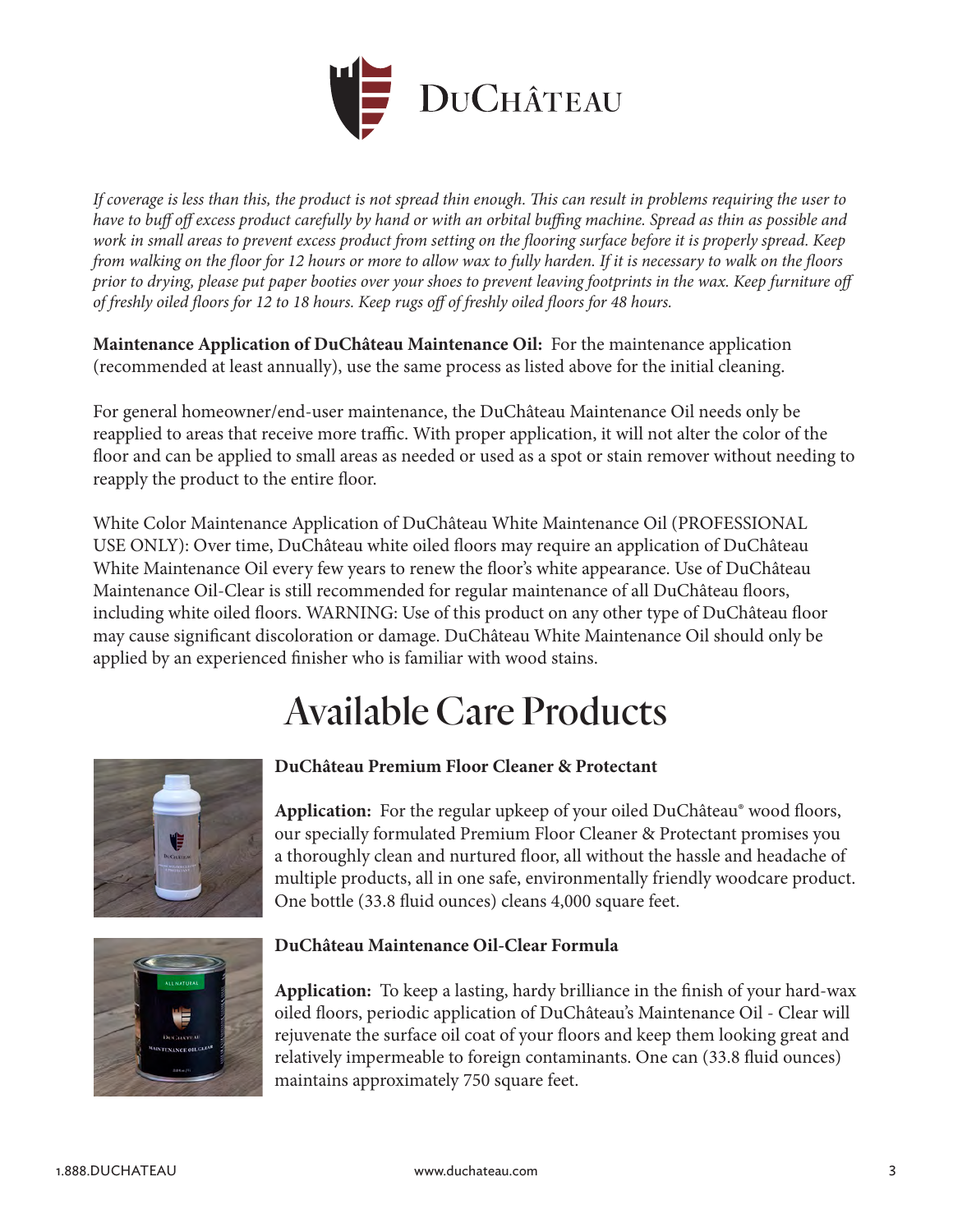*If coverage is less than this, the product is not spread thin enough. This can result in problems requiring the user to have to buff off excess product carefully by hand or with an orbital buffing machine. Spread as thin as possible and work in small areas to prevent excess product from setting on the flooring surface before it is properly spread. Keep from walking on the floor for 12 hours or more to allow wax to fully harden. If it is necessary to walk on the floors prior to drying, please put paper booties over your shoes to prevent leaving footprints in the wax. Keep furniture off of freshly oiled floors for 12 to 18 hours. Keep rugs off of freshly oiled floors for 48 hours.*

**Maintenance Application of DuChâteau Maintenance Oil:** For the maintenance application (recommended at least annually), use the same process as listed above for the initial cleaning.

For general homeowner/end-user maintenance, the DuChâteau Maintenance Oil needs only be reapplied to areas that receive more traffic. With proper application, it will not alter the color of the floor and can be applied to small areas as needed or used as a spot or stain remover without needing to reapply the product to the entire floor.

White Color Maintenance Application of DuChâteau White Maintenance Oil (PROFESSIONAL USE ONLY): Over time, DuChâteau white oiled floors may require an application of DuChâteau White Maintenance Oil every few years to renew the floor's white appearance. Use of DuChâteau Maintenance Oil-Clear is still recommended for regular maintenance of all DuChâteau floors, including white oiled floors. WARNING: Use of this product on any other type of DuChâteau floor may cause significant discoloration or damage. DuChâteau White Maintenance Oil should only be applied by an experienced finisher who is familiar with wood stains.

# Available Care Products

**DuChâteau Premium Floor Cleaner & Protectant**

**Application:** For the regular upkeep of your oiled DuChâteau® wood floors, our specially formulated Premium Floor Cleaner & Protectant promises you a thoroughly clean and nurtured floor, all without the hassle and headache of multiple products, all in one safe, environmentally friendly woodcare product. One bottle (33.8 fluid ounces) cleans 4,000 square feet.

**DuChâteau Maintenance Oil-Clear Formula**

**Application:** To keep a lasting, hardy brilliance in the finish of your hard-wax oiled floors, periodic application of DuChâteau's Maintenance Oil - Clear will rejuvenate the surface oil coat of your floors and keep them looking great and relatively impermeable to foreign contaminants. One can (33.8 fluid ounces) maintains approximately 750 square feet.